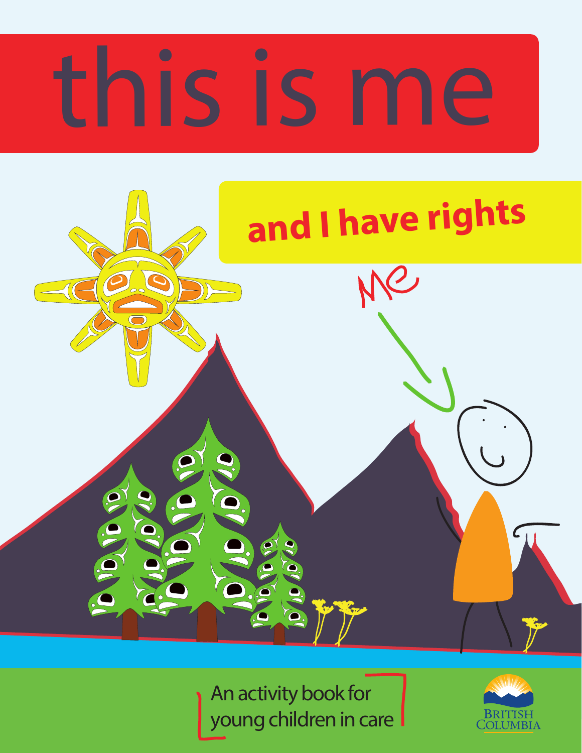# this is me

## and I have rights

Me

An activity book for young children in care

BRITISH COLUMBIA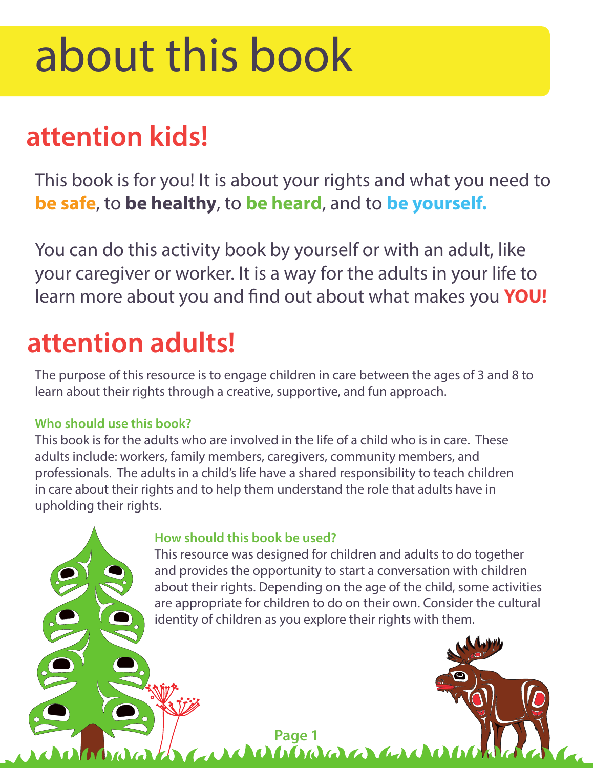# about this book

## attention kids!

This book is for you! It is about your rights and what you need to **be safe**, to **be healthy**, to **be heard**, and to **be yourself.**

You can do this activity book by yourself or with an adult, like your caregiver or worker. It is a way for the adults in your life to learn more about you and find out about what makes you **YOU!**

## attention adults!

The purpose of this resource is to engage children in care between the ages of 3 and 8 to learn about their rights through a creative, supportive, and fun approach.

### Who should use this book?

This book is for the adults who are involved in the life of a child who is in care. These adults include: workers, family members, caregivers, community members, and professionals. The adults in a child's life have a shared responsibility to teach children in care about their rights and to help them understand the role that adults have in upholding their rights.

### How should this book be used?

This resource was designed for children and adults to do together and provides the opportunity to start a conversation with children about their rights. Depending on the age of the child, some activities are appropriate for children to do on their own. Consider the cultural identity of children as you explore their rights with them.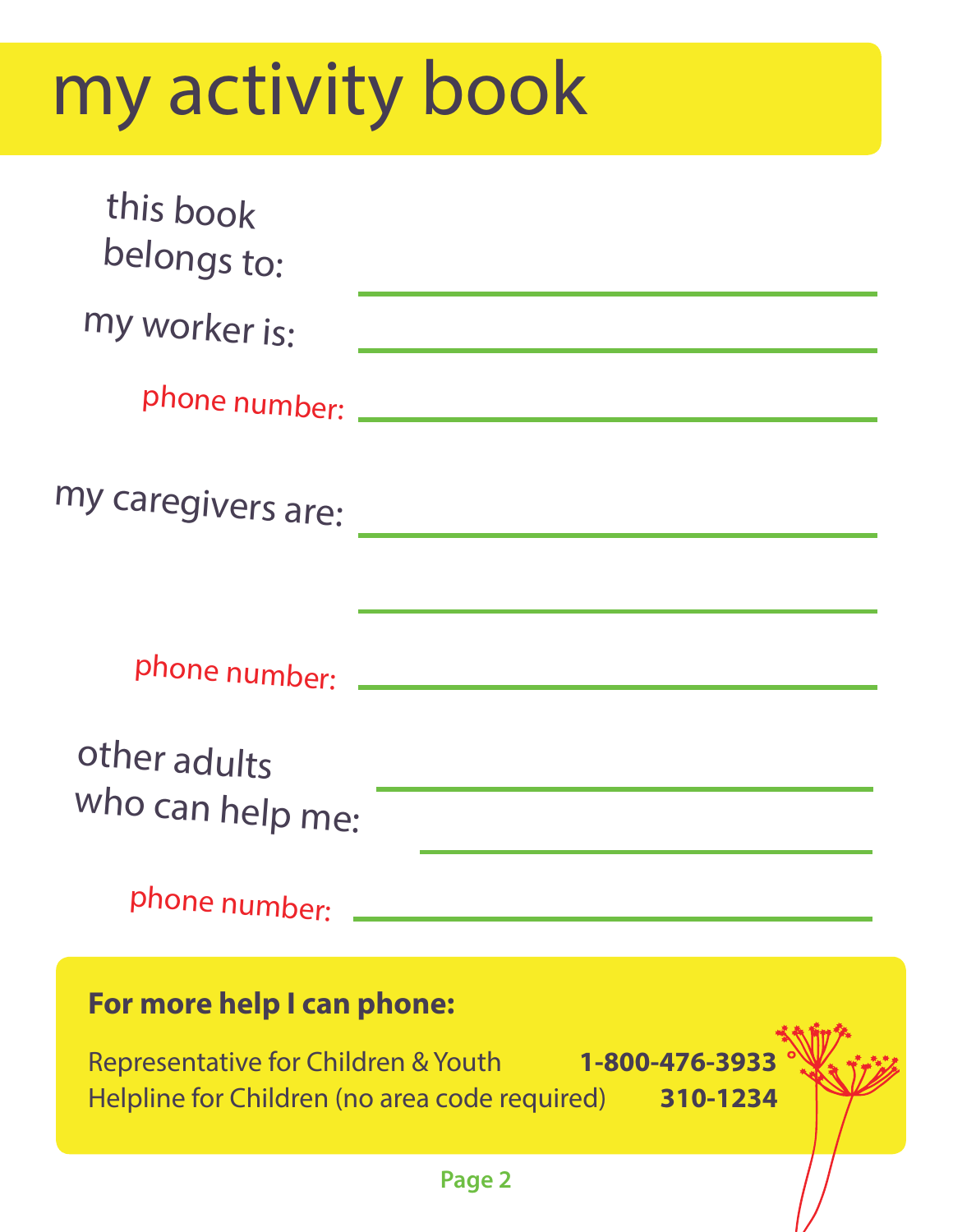# my activity book

this book belongs to: ______________________________

my worker is: ______________________________

phone number: ______________________________

my caregivers are: ______________________________

______________________________

phone number: ______________________________

other adults who can help me: ______________________________

______________________________

phone number: ______________________________

**For more help I can phone:**

| | |
|---|---|
| Representative for Children & Youth | **1-800-476-3933** |
| Helpline for Children (no area code required) | **310-1234** |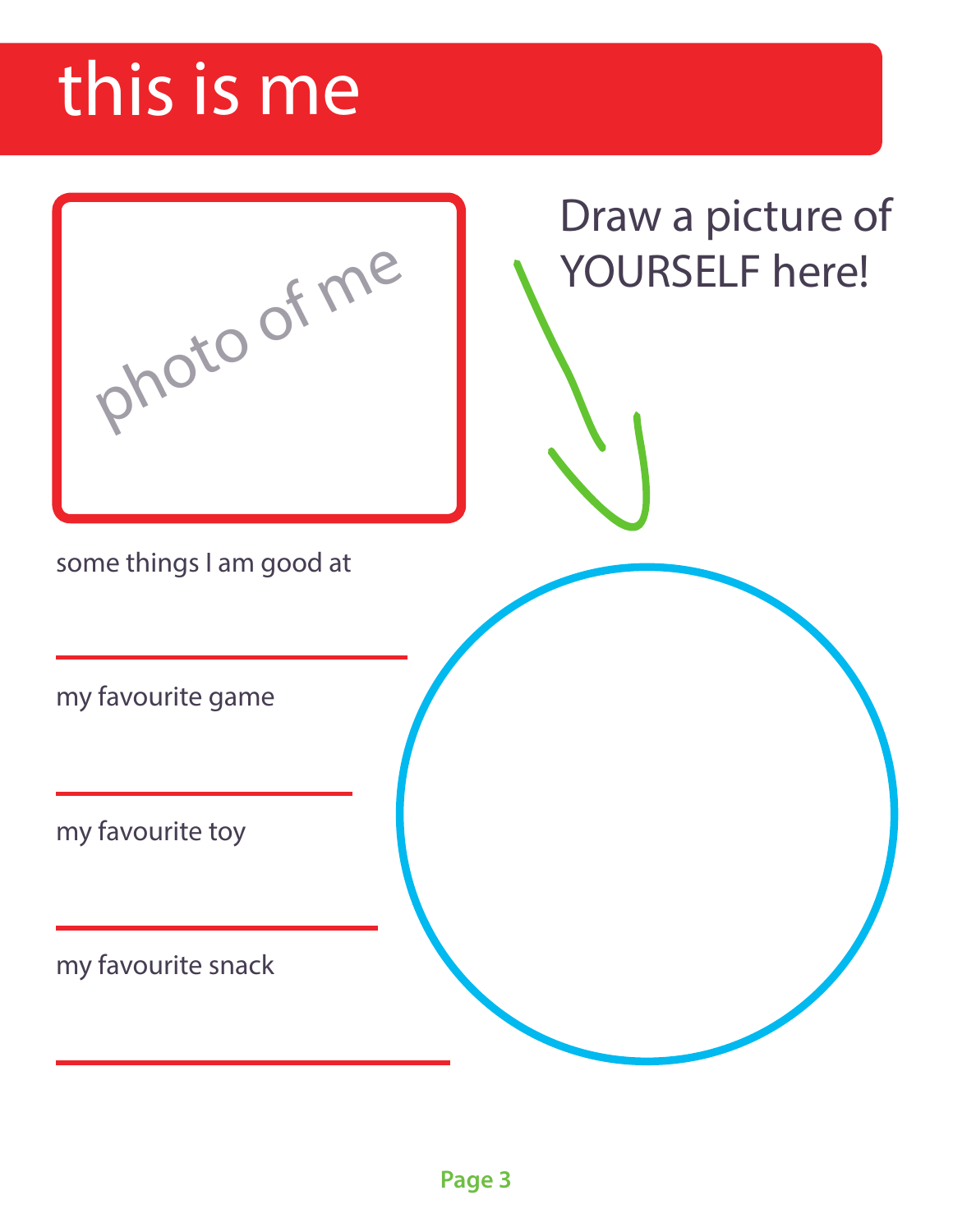# this is me

photo of me

Draw a picture of YOURSELF here!

some things I am good at

\_\_\_\_\_\_\_\_\_\_\_\_\_\_\_\_\_\_\_\_\_\_\_\_

my favourite game

\_\_\_\_\_\_\_\_\_\_\_\_\_\_\_\_\_\_\_\_\_\_\_\_

my favourite toy

\_\_\_\_\_\_\_\_\_\_\_\_\_\_\_\_\_\_\_\_\_\_\_\_

my favourite snack

\_\_\_\_\_\_\_\_\_\_\_\_\_\_\_\_\_\_\_\_\_\_\_\_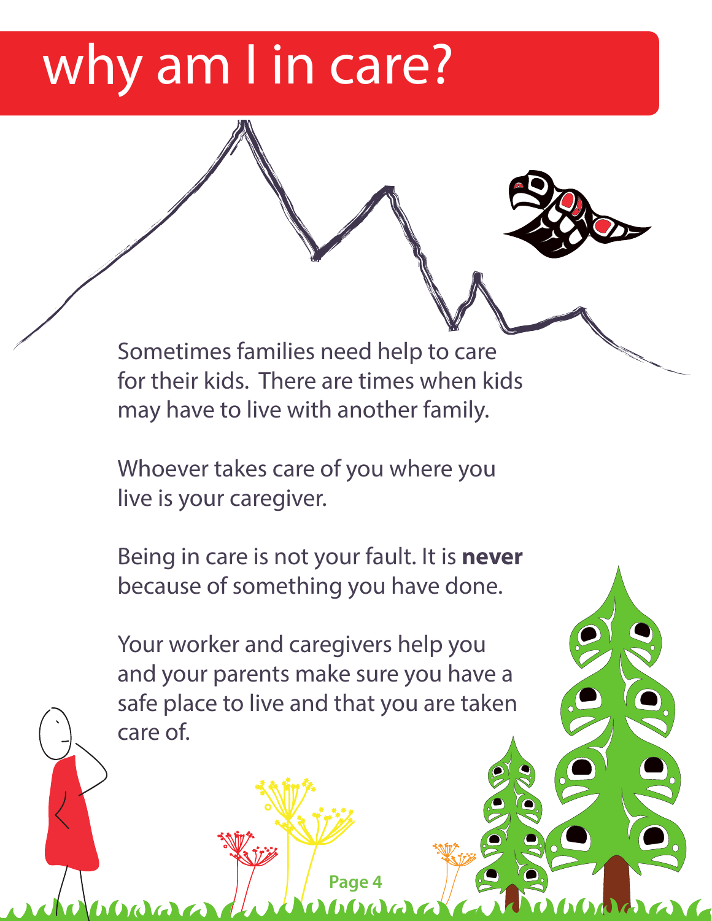# why am I in care?

Sometimes families need help to care for their kids. There are times when kids may have to live with another family.

Whoever takes care of you where you live is your caregiver.

Being in care is not your fault. It is **never** because of something you have done.

Your worker and caregivers help you and your parents make sure you have a safe place to live and that you are taken care of.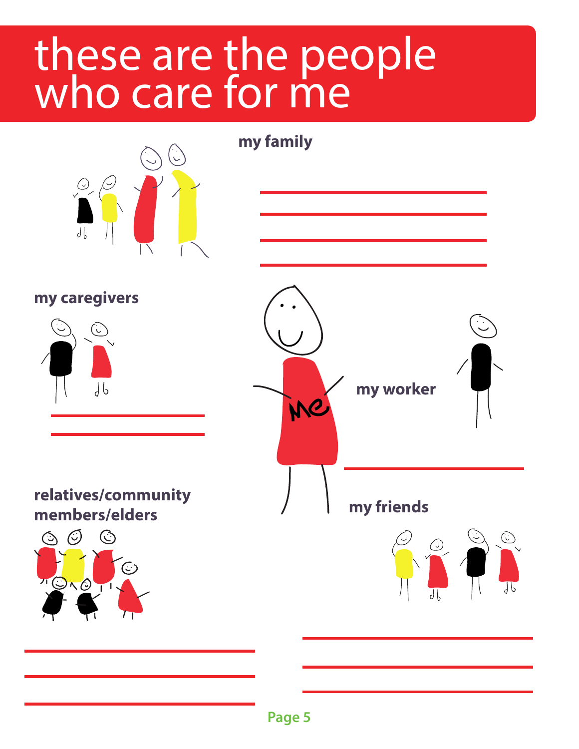# these are the people who care for me

**my family**

**my caregivers**

**my worker**

**relatives/community members/elders**

**my friends**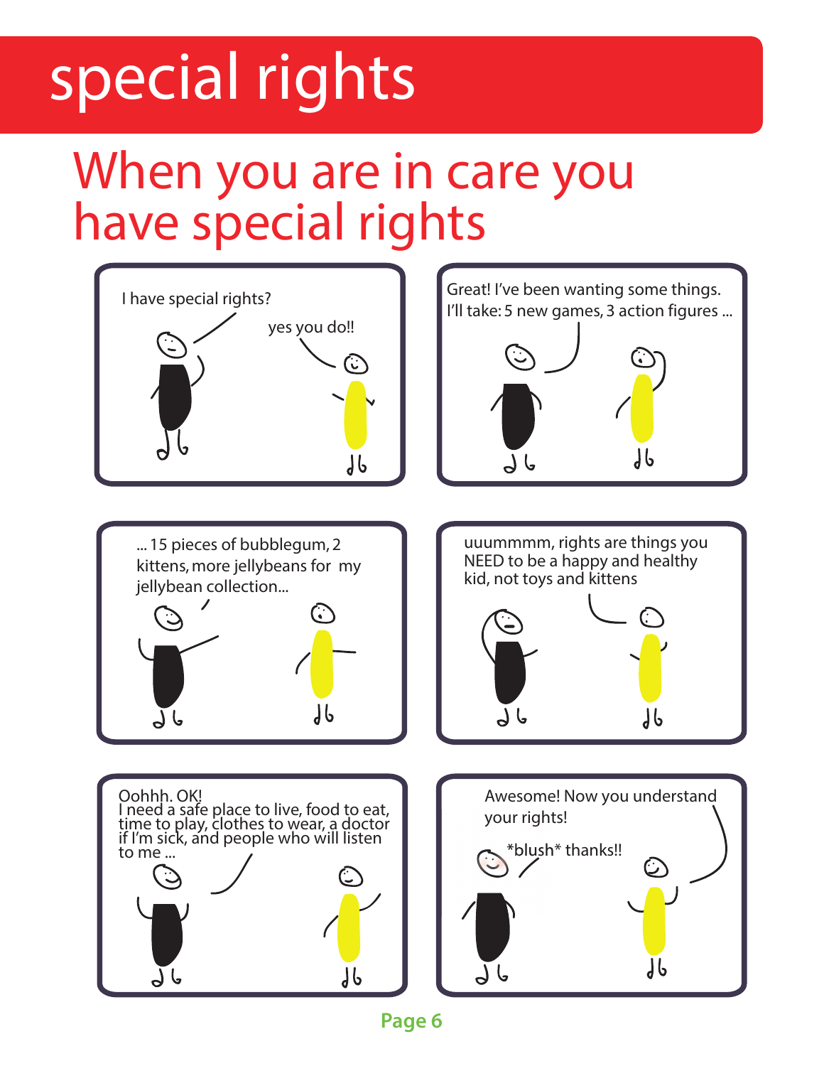# special rights

## When you are in care you have special rights

I have special rights?

yes you do!!

Great! I've been wanting some things. I'll take: 5 new games, 3 action figures ...

... 15 pieces of bubblegum, 2 kittens, more jellybeans for my jellybean collection...

uuummmm, rights are things you NEED to be a happy and healthy kid, not toys and kittens

Oohhh. OK!
I need a safe place to live, food to eat, time to play, clothes to wear, a doctor if I'm sick, and people who will listen to me ...

Awesome! Now you understand your rights!

*blush* thanks!!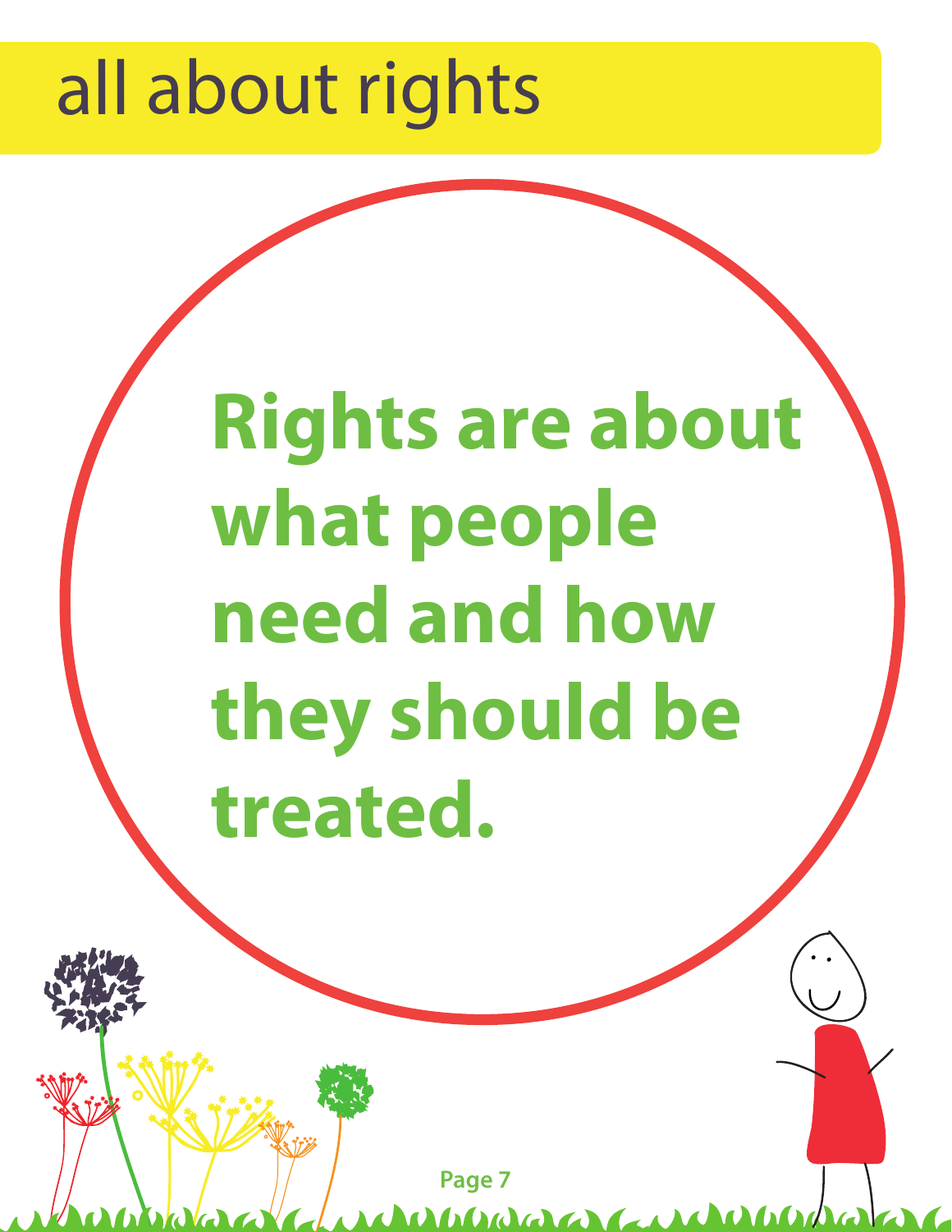# all about rights

**Rights are about what people need and how they should be treated.**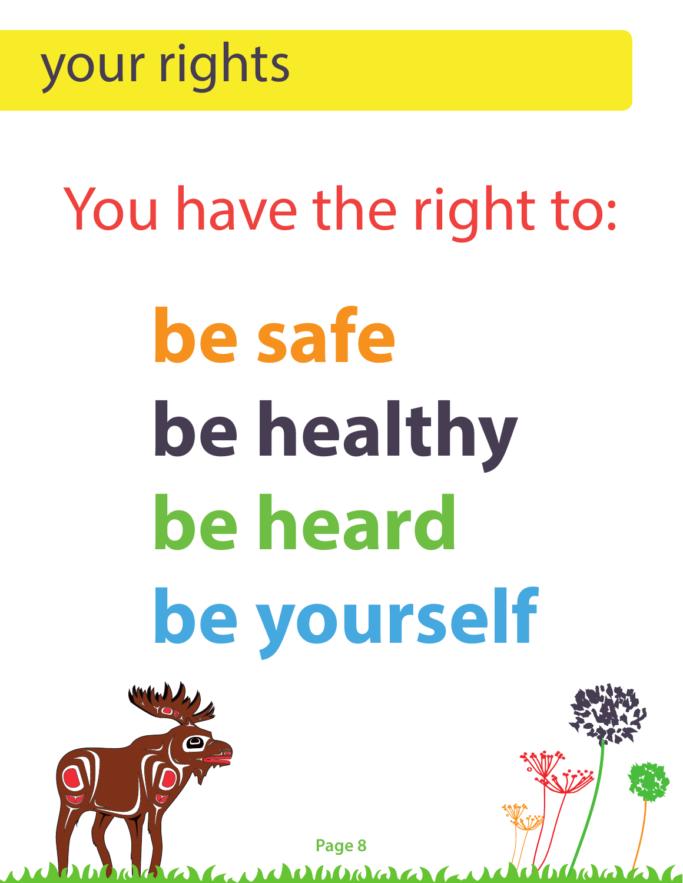# your rights

## You have the right to:

**be safe**

**be healthy**

**be heard**

**be yourself**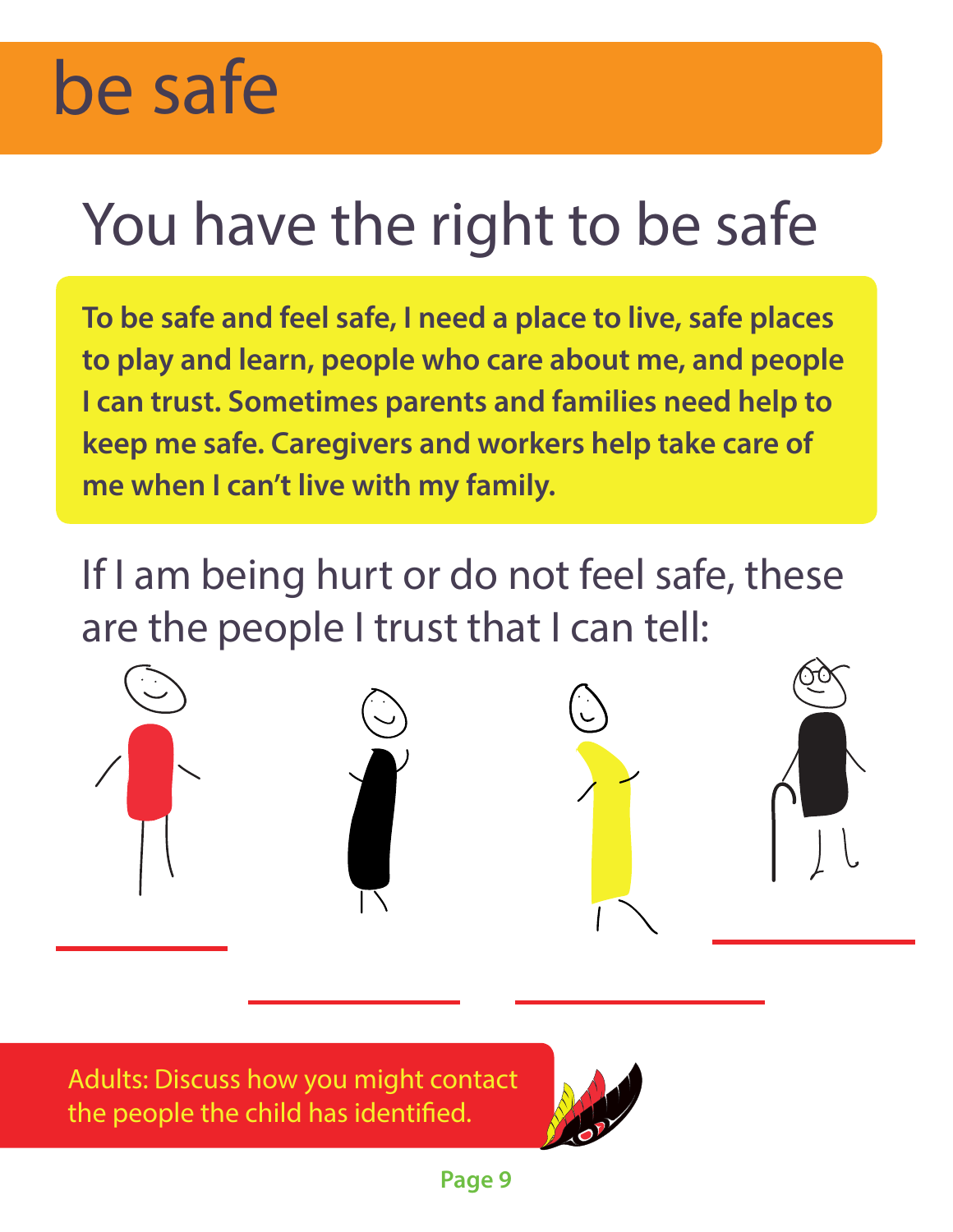# be safe

## You have the right to be safe

**To be safe and feel safe, I need a place to live, safe places to play and learn, people who care about me, and people I can trust. Sometimes parents and families need help to keep me safe. Caregivers and workers help take care of me when I can't live with my family.**

If I am being hurt or do not feel safe, these are the people I trust that I can tell:

Adults: Discuss how you might contact the people the child has identified.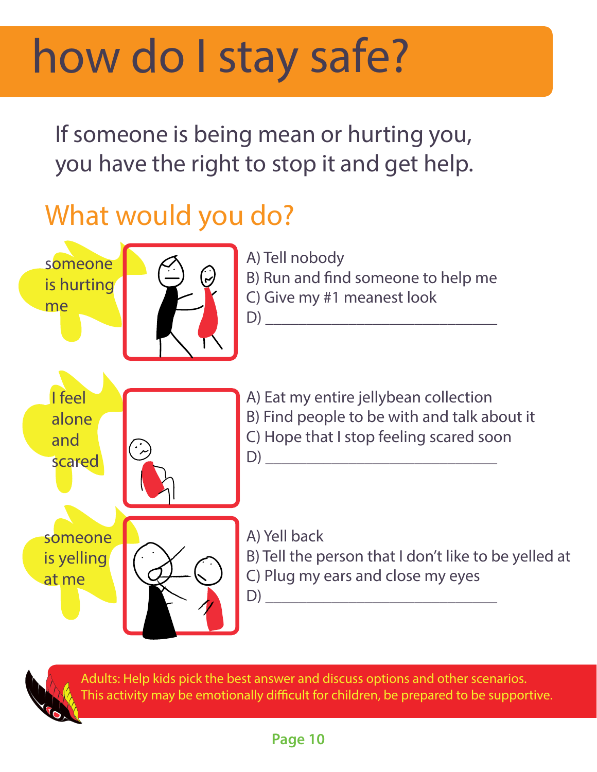# how do I stay safe?

If someone is being mean or hurting you, you have the right to stop it and get help.

## What would you do?

**someone is hurting me**

A) Tell nobody
B) Run and find someone to help me
C) Give my #1 meanest look
D) ___________________________

**I feel alone and scared**

A) Eat my entire jellybean collection
B) Find people to be with and talk about it
C) Hope that I stop feeling scared soon
D) ___________________________

**someone is yelling at me**

A) Yell back
B) Tell the person that I don't like to be yelled at
C) Plug my ears and close my eyes
D) ___________________________

Adults: Help kids pick the best answer and discuss options and other scenarios. This activity may be emotionally difficult for children, be prepared to be supportive.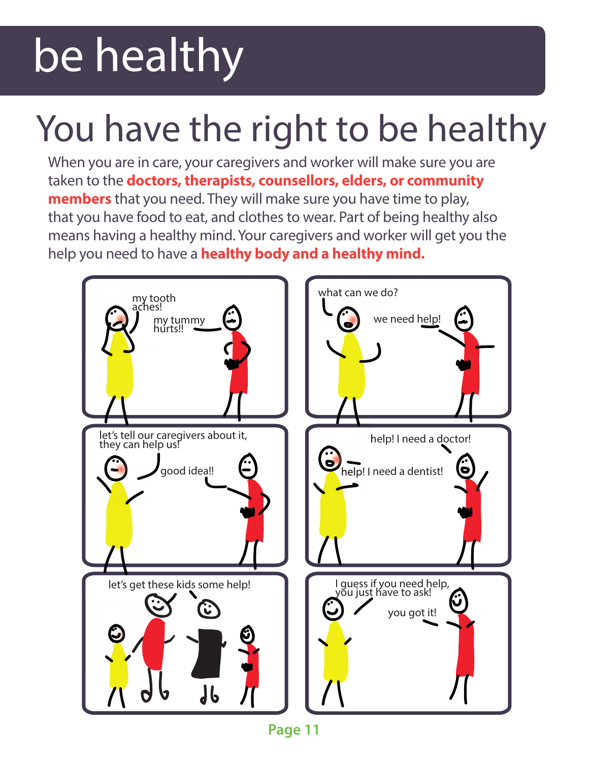# be healthy

## You have the right to be healthy

When you are in care, your caregivers and worker will make sure you are taken to the **doctors, therapists, counsellors, elders, or community members** that you need. They will make sure you have time to play, that you have food to eat, and clothes to wear. Part of being healthy also means having a healthy mind. Your caregivers and worker will get you the help you need to have a **healthy body and a healthy mind.**

my tooth aches!

my tummy hurts!!

what can we do?

we need help!

let's tell our caregivers about it, they can help us!

good idea!!

help! I need a doctor!

help! I need a dentist!

let's get these kids some help!

I guess if you need help, you just have to ask!

you got it!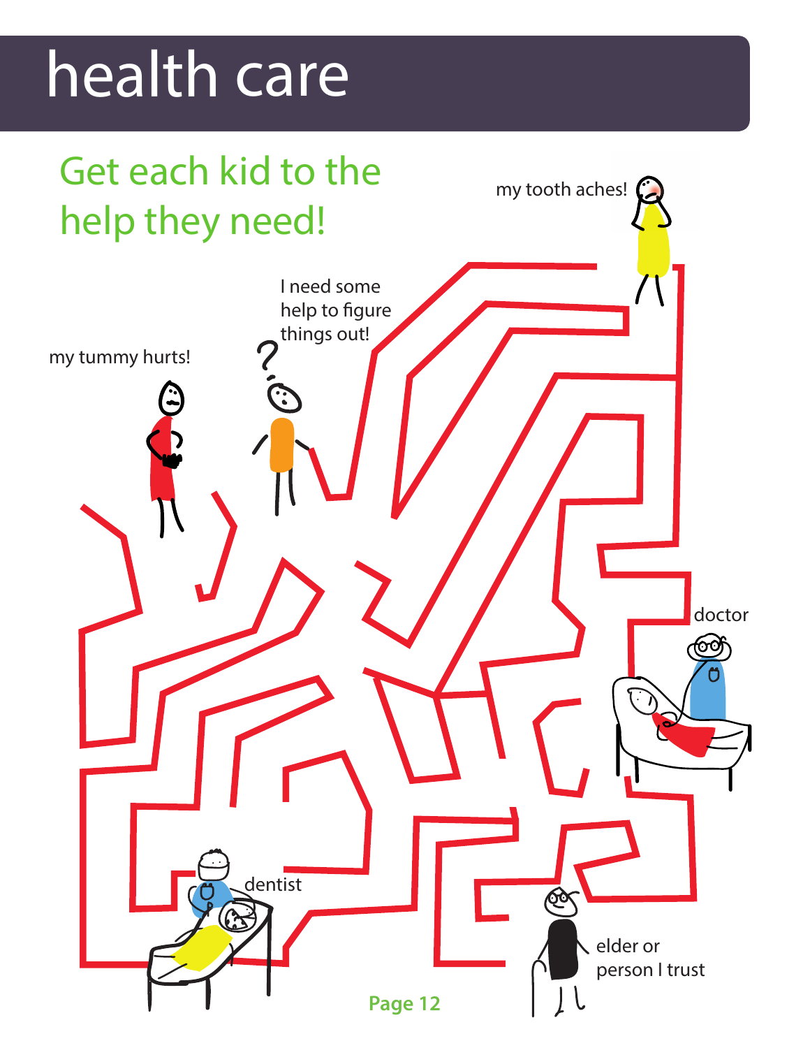# health care

## Get each kid to the help they need!

my tooth aches!

I need some help to figure things out!

my tummy hurts!

doctor

dentist

elder or person I trust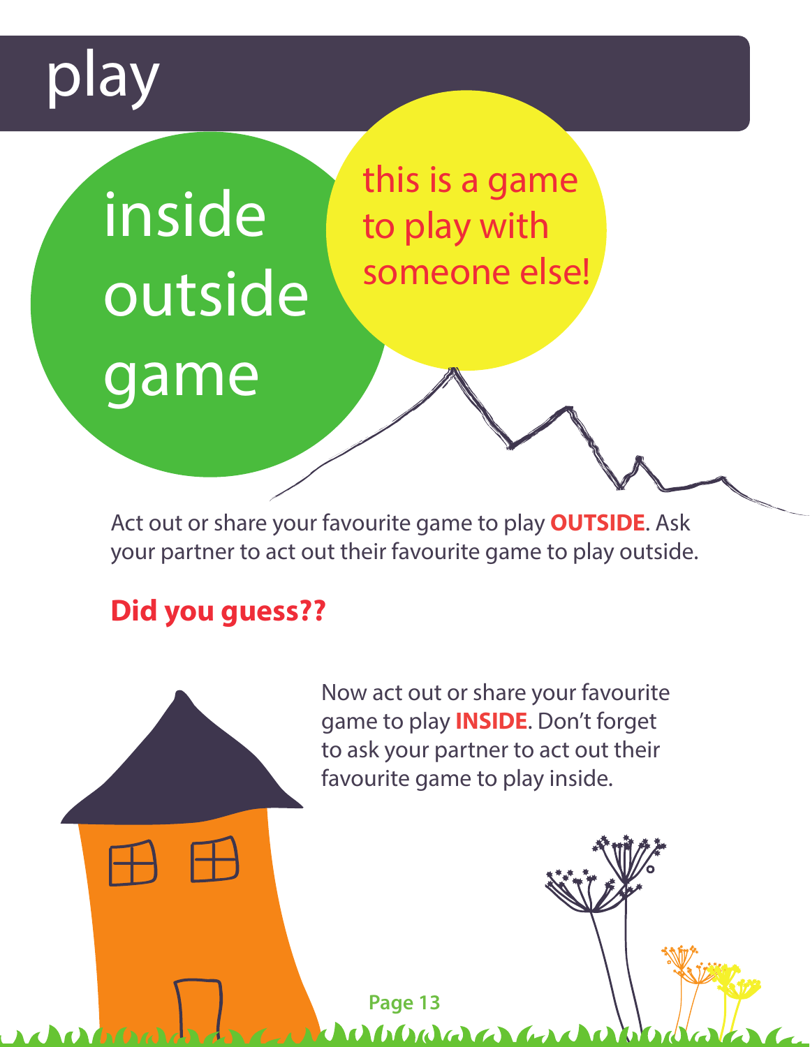# play

## inside outside game

this is a game to play with someone else!

Act out or share your favourite game to play **OUTSIDE**. Ask your partner to act out their favourite game to play outside.

**Did you guess??**

Now act out or share your favourite game to play **INSIDE**. Don't forget to ask your partner to act out their favourite game to play inside.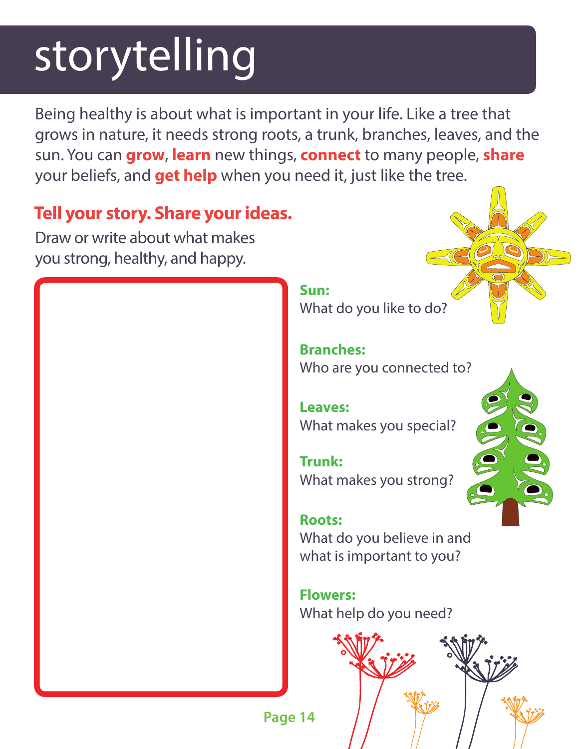# storytelling

Being healthy is about what is important in your life. Like a tree that grows in nature, it needs strong roots, a trunk, branches, leaves, and the sun. You can **grow**, **learn** new things, **connect** to many people, **share** your beliefs, and **get help** when you need it, just like the tree.

## Tell your story. Share your ideas.

Draw or write about what makes you strong, healthy, and happy.

**Sun:**
What do you like to do?

**Branches:**
Who are you connected to?

**Leaves:**
What makes you special?

**Trunk:**
What makes you strong?

**Roots:**
What do you believe in and what is important to you?

**Flowers:**
What help do you need?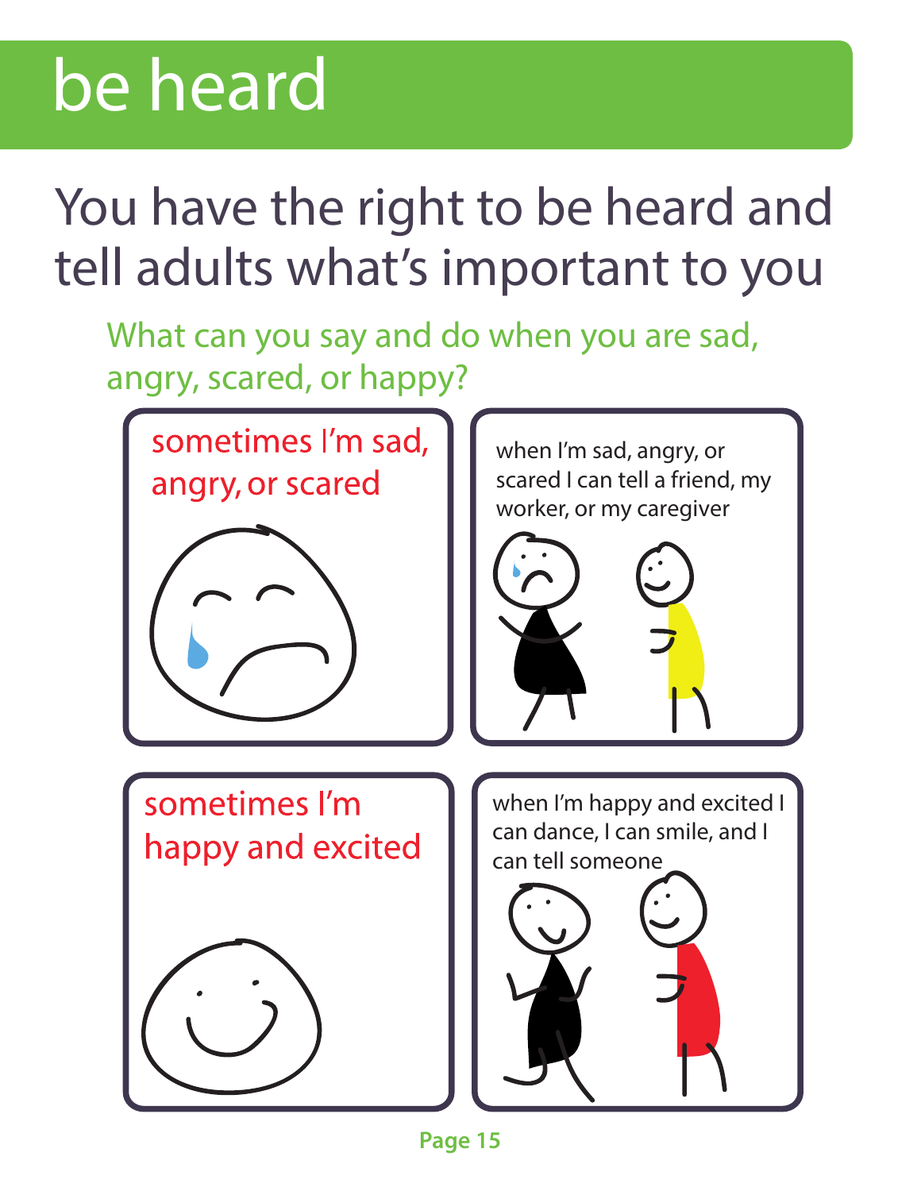# be heard

## You have the right to be heard and tell adults what's important to you

### What can you say and do when you are sad, angry, scared, or happy?

sometimes I'm sad, angry, or scared

when I'm sad, angry, or scared I can tell a friend, my worker, or my caregiver

sometimes I'm happy and excited

when I'm happy and excited I can dance, I can smile, and I can tell someone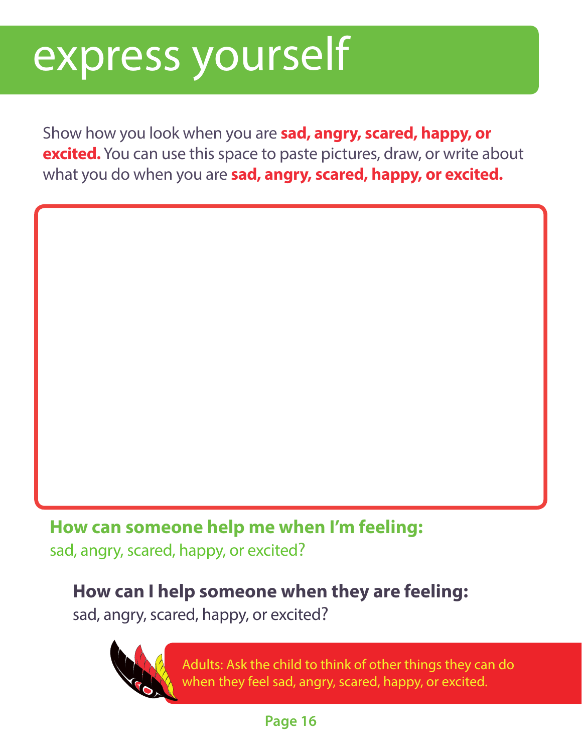# express yourself

Show how you look when you are **sad, angry, scared, happy, or excited.** You can use this space to paste pictures, draw, or write about what you do when you are **sad, angry, scared, happy, or excited.**

**How can someone help me when I'm feeling:**
sad, angry, scared, happy, or excited?

**How can I help someone when they are feeling:**
sad, angry, scared, happy, or excited?

Adults: Ask the child to think of other things they can do when they feel sad, angry, scared, happy, or excited.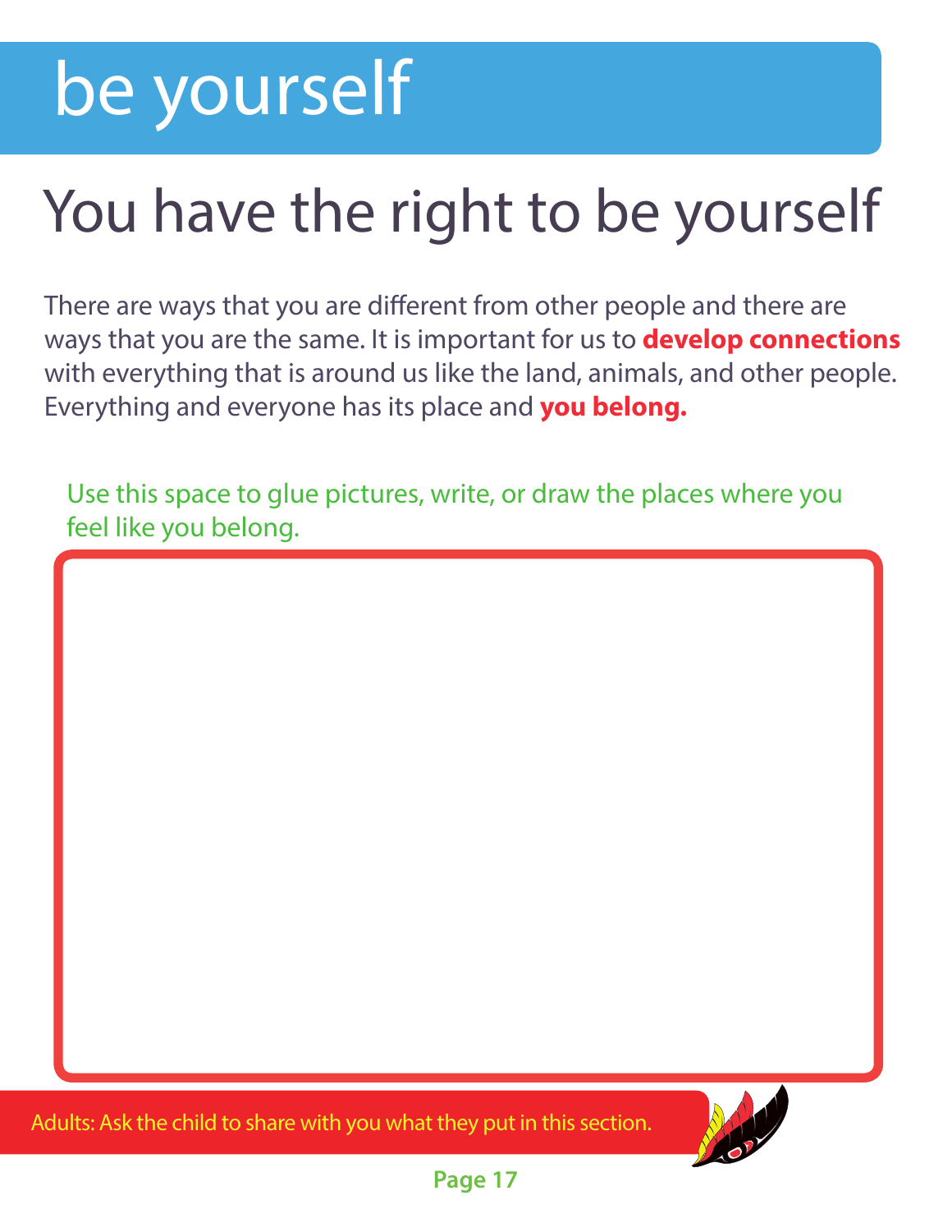# be yourself

## You have the right to be yourself

There are ways that you are different from other people and there are ways that you are the same. It is important for us to **develop connections** with everything that is around us like the land, animals, and other people. Everything and everyone has its place and **you belong.**

Use this space to glue pictures, write, or draw the places where you feel like you belong.

Adults: Ask the child to share with you what they put in this section.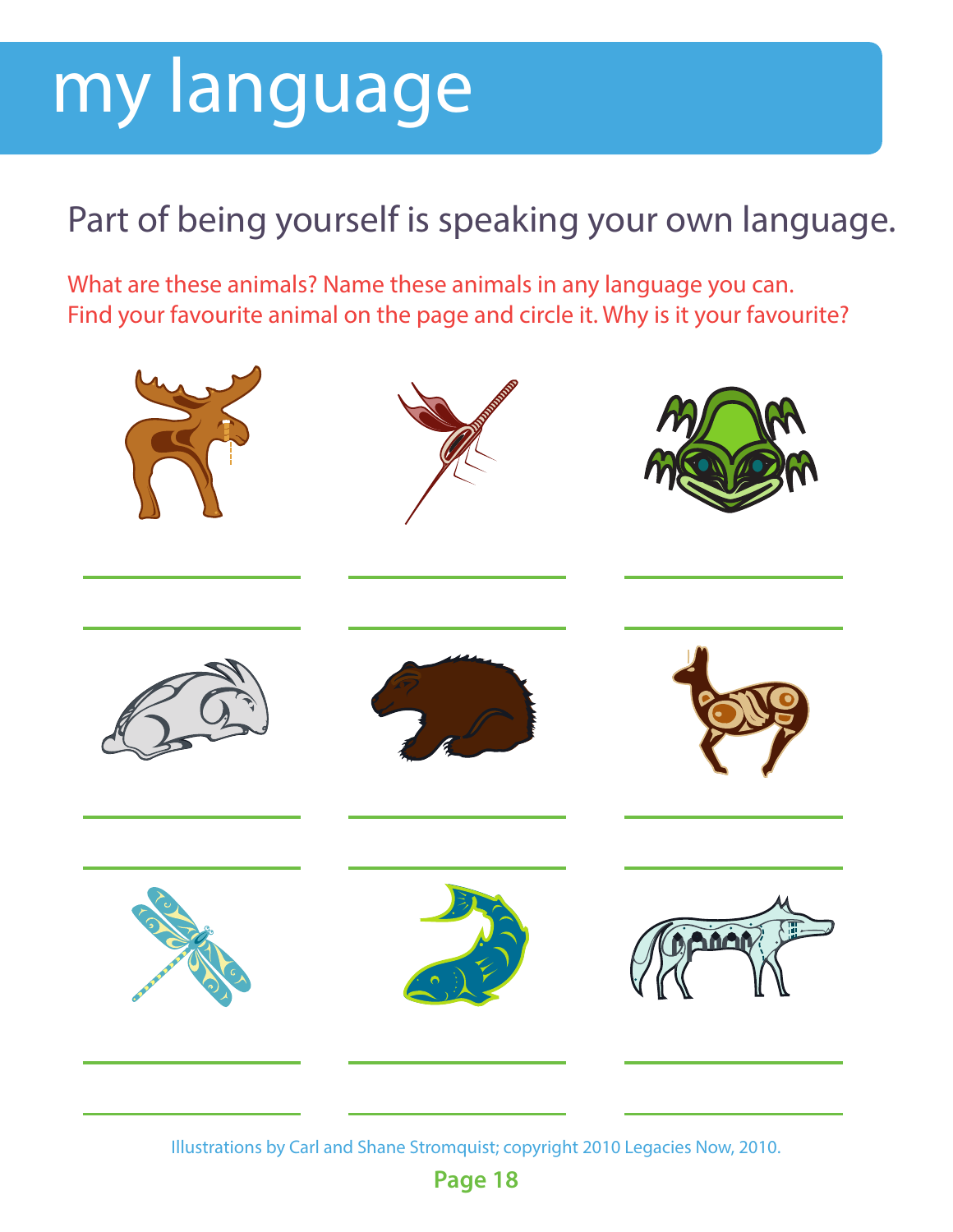# my language

## Part of being yourself is speaking your own language.

What are these animals? Name these animals in any language you can.
Find your favourite animal on the page and circle it. Why is it your favourite?

Illustrations by Carl and Shane Stromquist; copyright 2010 Legacies Now, 2010.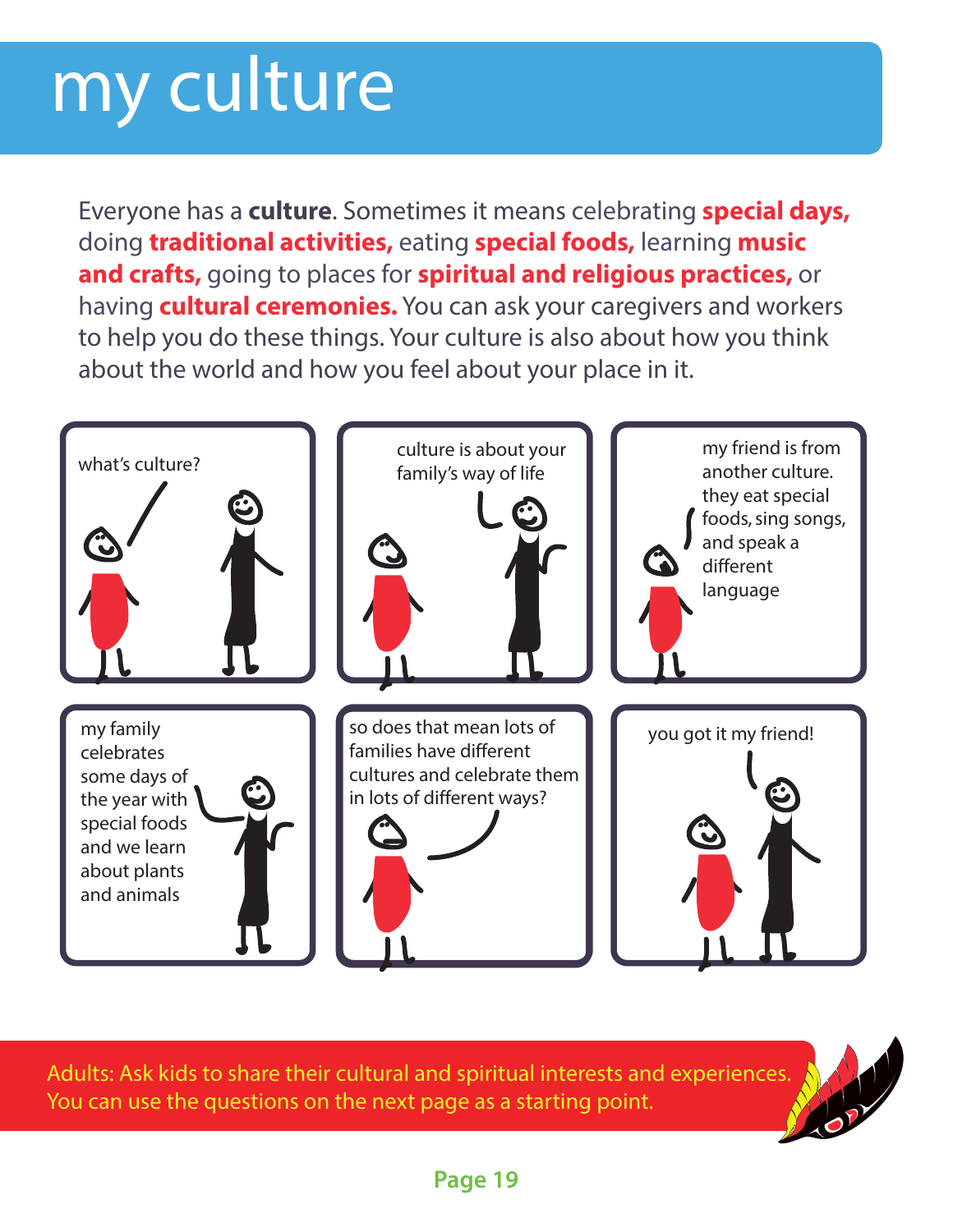# my culture

Everyone has a **culture**. Sometimes it means celebrating **special days,** doing **traditional activities,** eating **special foods,** learning **music and crafts,** going to places for **spiritual and religious practices,** or having **cultural ceremonies.** You can ask your caregivers and workers to help you do these things. Your culture is also about how you think about the world and how you feel about your place in it.

what's culture?

culture is about your family's way of life

my friend is from another culture. they eat special foods, sing songs, and speak a different language

my family celebrates some days of the year with special foods and we learn about plants and animals

so does that mean lots of families have different cultures and celebrate them in lots of different ways?

you got it my friend!

Adults: Ask kids to share their cultural and spiritual interests and experiences. You can use the questions on the next page as a starting point.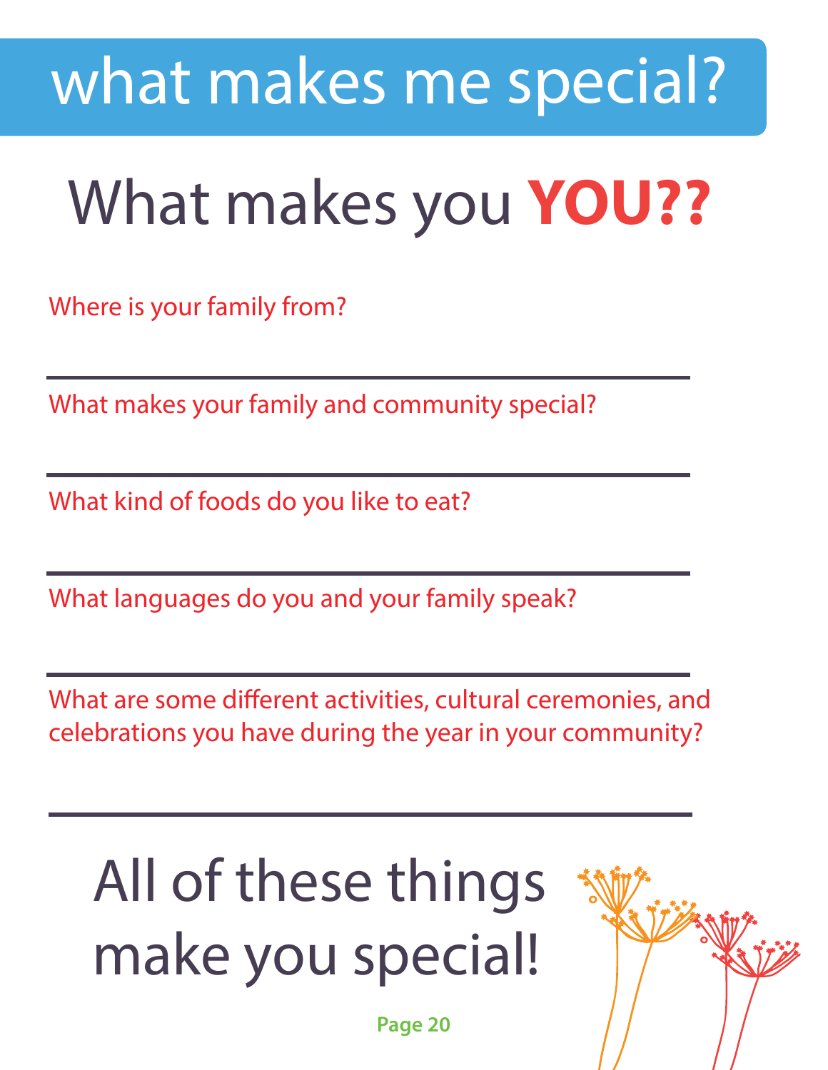# what makes me special?

## What makes you **YOU??**

Where is your family from?

---

What makes your family and community special?

---

What kind of foods do you like to eat?

---

What languages do you and your family speak?

---

What are some different activities, cultural ceremonies, and celebrations you have during the year in your community?

---

## All of these things make you special!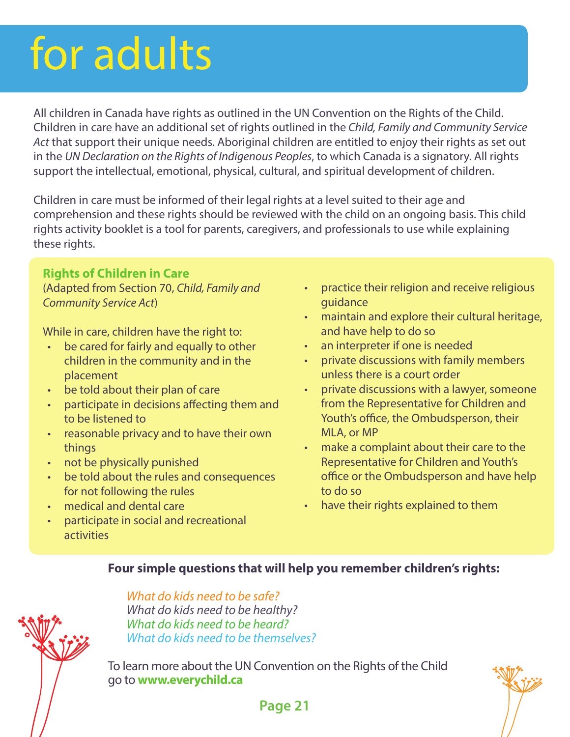# for adults

All children in Canada have rights as outlined in the UN Convention on the Rights of the Child. Children in care have an additional set of rights outlined in the *Child, Family and Community Service Act* that support their unique needs. Aboriginal children are entitled to enjoy their rights as set out in the *UN Declaration on the Rights of Indigenous Peoples*, to which Canada is a signatory. All rights support the intellectual, emotional, physical, cultural, and spiritual development of children.

Children in care must be informed of their legal rights at a level suited to their age and comprehension and these rights should be reviewed with the child on an ongoing basis. This child rights activity booklet is a tool for parents, caregivers, and professionals to use while explaining these rights.

**Rights of Children in Care**
(Adapted from Section 70, *Child, Family and Community Service Act*)

While in care, children have the right to:

- be cared for fairly and equally to other children in the community and in the placement
- be told about their plan of care
- participate in decisions affecting them and to be listened to
- reasonable privacy and to have their own things
- not be physically punished
- be told about the rules and consequences for not following the rules
- medical and dental care
- participate in social and recreational activities
- practice their religion and receive religious guidance
- maintain and explore their cultural heritage, and have help to do so
- an interpreter if one is needed
- private discussions with family members unless there is a court order
- private discussions with a lawyer, someone from the Representative for Children and Youth's office, the Ombudsperson, their MLA, or MP
- make a complaint about their care to the Representative for Children and Youth's office or the Ombudsperson and have help to do so
- have their rights explained to them

**Four simple questions that will help you remember children's rights:**

*What do kids need to be safe?*
*What do kids need to be healthy?*
*What do kids need to be heard?*
*What do kids need to be themselves?*

To learn more about the UN Convention on the Rights of the Child go to **www.everychild.ca**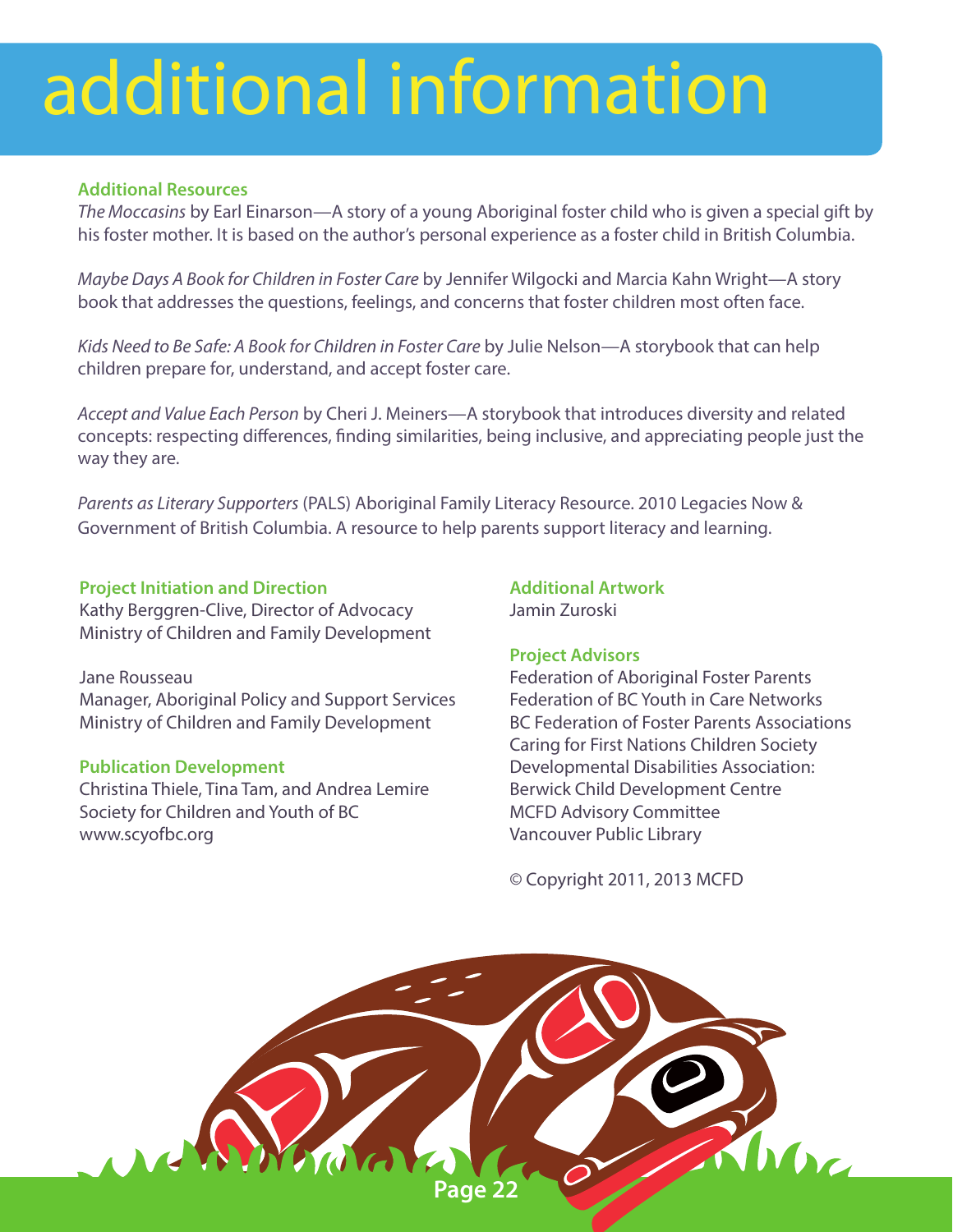# additional information

## Additional Resources

*The Moccasins* by Earl Einarson—A story of a young Aboriginal foster child who is given a special gift by his foster mother. It is based on the author's personal experience as a foster child in British Columbia.

*Maybe Days A Book for Children in Foster Care* by Jennifer Wilgocki and Marcia Kahn Wright—A story book that addresses the questions, feelings, and concerns that foster children most often face.

*Kids Need to Be Safe: A Book for Children in Foster Care* by Julie Nelson—A storybook that can help children prepare for, understand, and accept foster care.

*Accept and Value Each Person* by Cheri J. Meiners—A storybook that introduces diversity and related concepts: respecting differences, finding similarities, being inclusive, and appreciating people just the way they are.

*Parents as Literary Supporters* (PALS) Aboriginal Family Literacy Resource. 2010 Legacies Now & Government of British Columbia. A resource to help parents support literacy and learning.

## Project Initiation and Direction

Kathy Berggren-Clive, Director of Advocacy
Ministry of Children and Family Development

Jane Rousseau
Manager, Aboriginal Policy and Support Services
Ministry of Children and Family Development

## Publication Development

Christina Thiele, Tina Tam, and Andrea Lemire
Society for Children and Youth of BC
www.scyofbc.org

## Additional Artwork

Jamin Zuroski

## Project Advisors

Federation of Aboriginal Foster Parents
Federation of BC Youth in Care Networks
BC Federation of Foster Parents Associations
Caring for First Nations Children Society
Developmental Disabilities Association:
Berwick Child Development Centre
MCFD Advisory Committee
Vancouver Public Library

© Copyright 2011, 2013 MCFD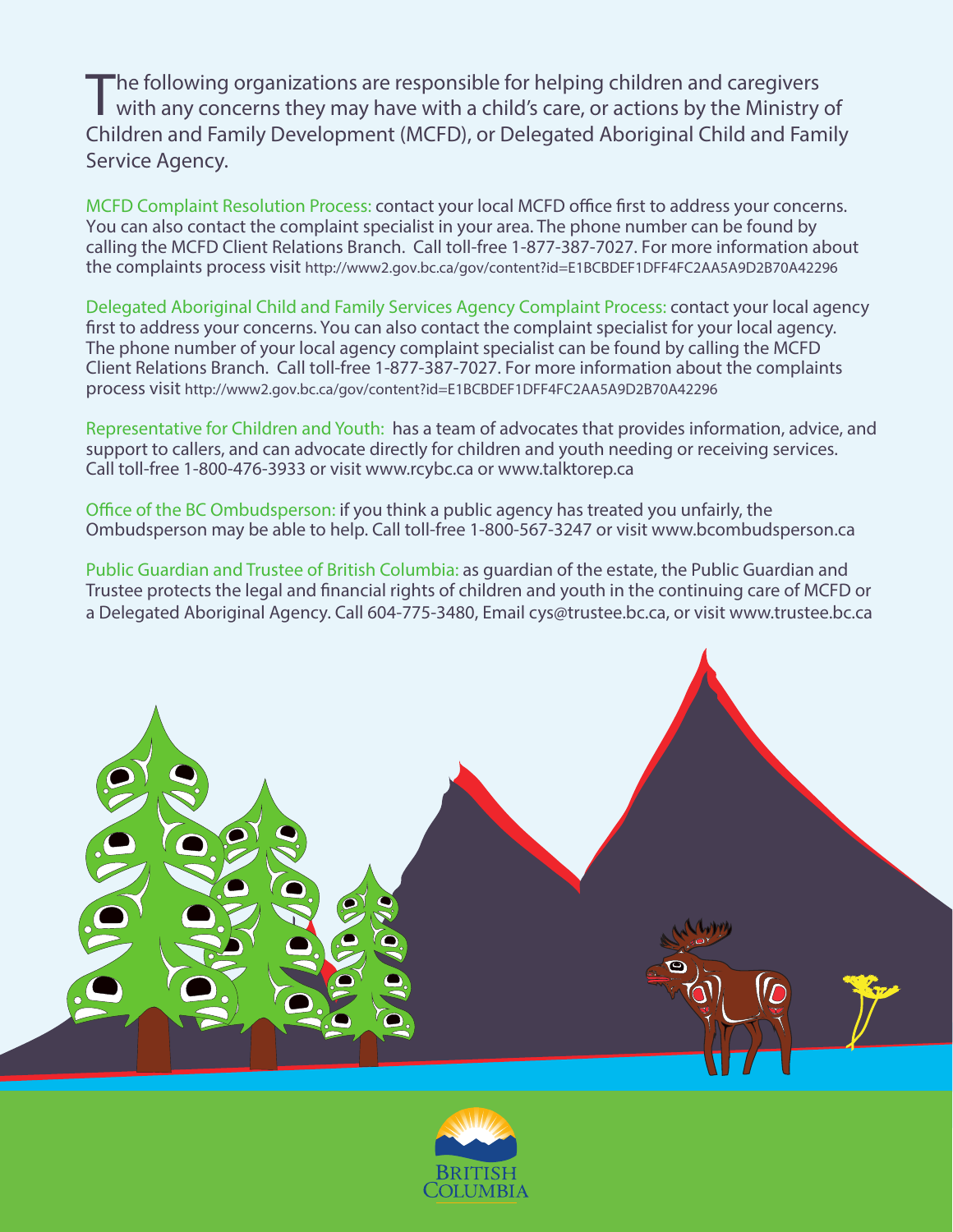The following organizations are responsible for helping children and caregivers with any concerns they may have with a child's care, or actions by the Ministry of Children and Family Development (MCFD), or Delegated Aboriginal Child and Family Service Agency.

**MCFD Complaint Resolution Process:** contact your local MCFD office first to address your concerns. You can also contact the complaint specialist in your area. The phone number can be found by calling the MCFD Client Relations Branch. Call toll-free 1-877-387-7027. For more information about the complaints process visit http://www2.gov.bc.ca/gov/content?id=E1BCBDEF1DFF4FC2AA5A9D2B70A42296

**Delegated Aboriginal Child and Family Services Agency Complaint Process:** contact your local agency first to address your concerns. You can also contact the complaint specialist for your local agency. The phone number of your local agency complaint specialist can be found by calling the MCFD Client Relations Branch. Call toll-free 1-877-387-7027. For more information about the complaints process visit http://www2.gov.bc.ca/gov/content?id=E1BCBDEF1DFF4FC2AA5A9D2B70A42296

**Representative for Children and Youth:** has a team of advocates that provides information, advice, and support to callers, and can advocate directly for children and youth needing or receiving services. Call toll-free 1-800-476-3933 or visit www.rcybc.ca or www.talktorep.ca

**Office of the BC Ombudsperson:** if you think a public agency has treated you unfairly, the Ombudsperson may be able to help. Call toll-free 1-800-567-3247 or visit www.bcombudsperson.ca

**Public Guardian and Trustee of British Columbia:** as guardian of the estate, the Public Guardian and Trustee protects the legal and financial rights of children and youth in the continuing care of MCFD or a Delegated Aboriginal Agency. Call 604-775-3480, Email cys@trustee.bc.ca, or visit www.trustee.bc.ca

BRITISH COLUMBIA